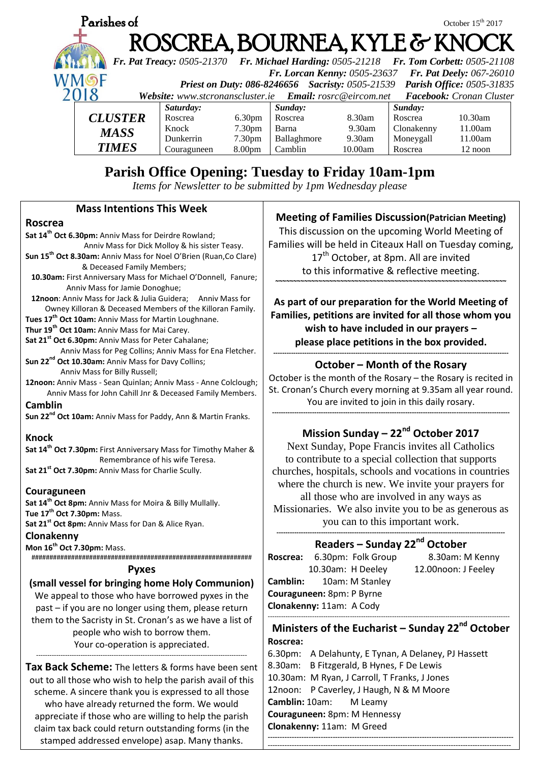Parishes of

# ROSCREA, BOURNEA, KYLE & KNOCK

October 15th 2017

*Fr. Pat Treacy: 0505-21370 Fr. Michael Harding: 0505-21218 Fr. Tom Corbett: 0505-21108*
*Fr. Lorcan Kenny: 0505-23637 Fr. Pat Deely: 067-26010*
*Priest on Duty: 086-8246656 Sacristy: 0505-21539 Parish Office: 0505-31835*
*Website: www.stcronanscluster.ie Email: rosrc@eircom.net Facebook: Cronan Cluster*

| CLUSTER MASS TIMES | Saturday: | | Sunday: | | Sunday: | |
|---|---|---|---|---|---|---|
| | Roscrea | 6.30pm | Roscrea | 8.30am | Roscrea | 10.30am |
| | Knock | 7.30pm | Barna | 9.30am | Clonakenny | 11.00am |
| | Dunkerrin | 7.30pm | Ballaghmore | 9.30am | Moneygall | 11.00am |
| | Couraguneen | 8.00pm | Camblin | 10.00am | Roscrea | 12 noon |

## Parish Office Opening: Tuesday to Friday 10am-1pm

*Items for Newsletter to be submitted by 1pm Wednesday please*

### Mass Intentions This Week

**Roscrea**

**Sat 14th Oct 6.30pm:** Anniv Mass for Deirdre Rowland; Anniv Mass for Dick Molloy & his sister Teasy.
**Sun 15th Oct 8.30am:** Anniv Mass for Noel O'Brien (Ruan,Co Clare) & Deceased Family Members;
**10.30am:** First Anniversary Mass for Michael O'Donnell, Fanure; Anniv Mass for Jamie Donoghue;
**12noon**: Anniv Mass for Jack & Julia Guidera; Anniv Mass for Owney Killoran & Deceased Members of the Killoran Family.
**Tues 17th Oct 10am:** Anniv Mass for Martin Loughnane.
**Thur 19th Oct 10am:** Anniv Mass for Mai Carey.
**Sat 21st Oct 6.30pm:** Anniv Mass for Peter Cahalane; Anniv Mass for Peg Collins; Anniv Mass for Ena Fletcher.
**Sun 22nd Oct 10.30am:** Anniv Mass for Davy Collins; Anniv Mass for Billy Russell;
**12noon:** Anniv Mass - Sean Quinlan; Anniv Mass - Anne Colclough; Anniv Mass for John Cahill Jnr & Deceased Family Members.

**Camblin**

**Sun 22nd Oct 10am:** Anniv Mass for Paddy, Ann & Martin Franks.

**Knock**

**Sat 14th Oct 7.30pm:** First Anniversary Mass for Timothy Maher & Remembrance of his wife Teresa.
**Sat 21st Oct 7.30pm:** Anniv Mass for Charlie Scully.

**Couraguneen**

**Sat 14th Oct 8pm:** Anniv Mass for Moira & Billy Mullally.
**Tue 17th Oct 7.30pm:** Mass.
**Sat 21st Oct 8pm:** Anniv Mass for Dan & Alice Ryan.

**Clonakenny**

**Mon 16th Oct 7.30pm:** Mass.

### Pyxes

**(small vessel for bringing home Holy Communion)**

We appeal to those who have borrowed pyxes in the past – if you are no longer using them, please return them to the Sacristy in St. Cronan's as we have a list of people who wish to borrow them. Your co-operation is appreciated.

**Tax Back Scheme:** The letters & forms have been sent out to all those who wish to help the parish avail of this scheme. A sincere thank you is expressed to all those who have already returned the form. We would appreciate if those who are willing to help the parish claim tax back could return outstanding forms (in the stamped addressed envelope) asap. Many thanks.

### Meeting of Families Discussion (Patrician Meeting)

This discussion on the upcoming World Meeting of Families will be held in Citeaux Hall on Tuesday coming, 17th October, at 8pm. All are invited to this informative & reflective meeting.

**As part of our preparation for the World Meeting of Families, petitions are invited for all those whom you wish to have included in our prayers – please place petitions in the box provided.**

### October – Month of the Rosary

October is the month of the Rosary – the Rosary is recited in St. Cronan's Church every morning at 9.35am all year round. You are invited to join in this daily rosary.

### Mission Sunday – 22nd October 2017

Next Sunday, Pope Francis invites all Catholics to contribute to a special collection that supports churches, hospitals, schools and vocations in countries where the church is new. We invite your prayers for all those who are involved in any ways as Missionaries. We also invite you to be as generous as you can to this important work.

### Readers – Sunday 22nd October

**Roscrea:** 6.30pm: Folk Group; 8.30am: M Kenny; 10.30am: H Deeley; 12.00noon: J Feeley
**Camblin:** 10am: M Stanley
**Couraguneen:** 8pm: P Byrne
**Clonakenny:** 11am: A Cody

### Ministers of the Eucharist – Sunday 22nd October

**Roscrea:**
6.30pm: A Delahunty, E Tynan, A Delaney, PJ Hassett
8.30am: B Fitzgerald, B Hynes, F De Lewis
10.30am: M Ryan, J Carroll, T Franks, J Jones
12noon: P Caverley, J Haugh, N & M Moore
**Camblin:** 10am: M Leamy
**Couraguneen:** 8pm: M Hennessy
**Clonakenny:** 11am: M Greed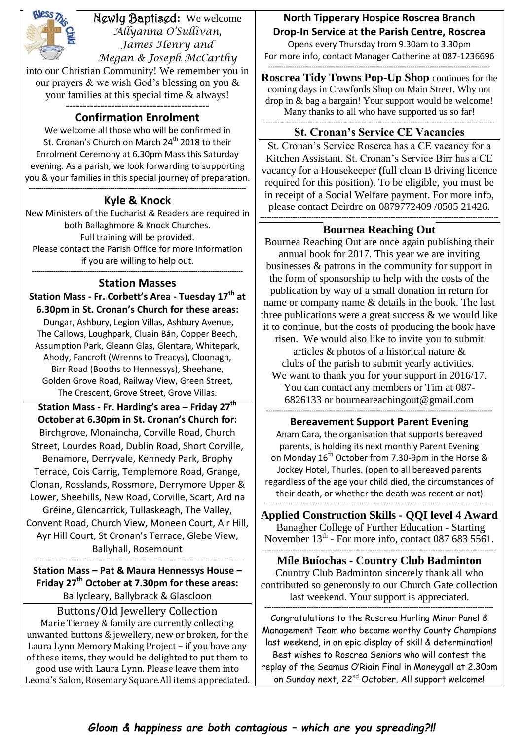**Newly Baptised:** We welcome *Allyanna O'Sullivan, James Henry and Megan & Joseph McCarthy* into our Christian Community! We remember you in our prayers & we wish God's blessing on you & your families at this special time & always!

## Confirmation Enrolment

We welcome all those who will be confirmed in St. Cronan's Church on March 24th 2018 to their Enrolment Ceremony at 6.30pm Mass this Saturday evening. As a parish, we look forwarding to supporting you & your families in this special journey of preparation.

## Kyle & Knock

New Ministers of the Eucharist & Readers are required in both Ballaghmore & Knock Churches.
Full training will be provided.
Please contact the Parish Office for more information if you are willing to help out.

## Station Masses

**Station Mass - Fr. Corbett's Area - Tuesday 17th at 6.30pm in St. Cronan's Church for these areas:**
Dungar, Ashbury, Legion Villas, Ashbury Avenue, The Callows, Loughpark, Cluain Bán, Copper Beech, Assumption Park, Gleann Glas, Glentara, Whitepark, Ahody, Fancroft (Wrenns to Treacys), Cloonagh, Birr Road (Booths to Hennessys), Sheehane, Golden Grove Road, Railway View, Green Street, The Crescent, Grove Street, Grove Villas.

**Station Mass - Fr. Harding's area – Friday 27th October at 6.30pm in St. Cronan's Church for:**
Birchgrove, Monaincha, Corville Road, Church Street, Lourdes Road, Dublin Road, Short Corville, Benamore, Derryvale, Kennedy Park, Brophy Terrace, Cois Carrig, Templemore Road, Grange, Clonan, Rosslands, Rossmore, Derrymore Upper & Lower, Sheehills, New Road, Corville, Scart, Ard na Gréine, Glencarrick, Tullaskeagh, The Valley, Convent Road, Church View, Moneen Court, Air Hill, Ayr Hill Court, St Cronan's Terrace, Glebe View, Ballyhall, Rosemount

**Station Mass – Pat & Maura Hennessys House – Friday 27th October at 7.30pm for these areas:**
Ballycleary, Ballybrack & Glascloon

## Buttons/Old Jewellery Collection

Marie Tierney & family are currently collecting unwanted buttons & jewellery, new or broken, for the Laura Lynn Memory Making Project – if you have any of these items, they would be delighted to put them to good use with Laura Lynn. Please leave them into Leona's Salon, Rosemary Square.All items appreciated.

## North Tipperary Hospice Roscrea Branch Drop-In Service at the Parish Centre, Roscrea

Opens every Thursday from 9.30am to 3.30pm
For more info, contact Manager Catherine at 087-1236696

**Roscrea Tidy Towns Pop-Up Shop** continues for the coming days in Crawfords Shop on Main Street. Why not drop in & bag a bargain! Your support would be welcome! Many thanks to all who have supported us so far!

## St. Cronan's Service CE Vacancies

St. Cronan's Service Roscrea has a CE vacancy for a Kitchen Assistant. St. Cronan's Service Birr has a CE vacancy for a Housekeeper **(**full clean B driving licence required for this position). To be eligible, you must be in receipt of a Social Welfare payment. For more info, please contact Deirdre on 0879772409 /0505 21426.

## Bournea Reaching Out

Bournea Reaching Out are once again publishing their annual book for 2017. This year we are inviting businesses & patrons in the community for support in the form of sponsorship to help with the costs of the publication by way of a small donation in return for name or company name & details in the book. The last three publications were a great success & we would like it to continue, but the costs of producing the book have risen. We would also like to invite you to submit articles & photos of a historical nature & clubs of the parish to submit yearly activities. We want to thank you for your support in 2016/17. You can contact any members or Tim at 087-6826133 or bourneareachingout@gmail.com

## Bereavement Support Parent Evening

Anam Cara, the organisation that supports bereaved parents, is holding its next monthly Parent Evening on Monday 16th October from 7.30-9pm in the Horse & Jockey Hotel, Thurles. (open to all bereaved parents regardless of the age your child died, the circumstances of their death, or whether the death was recent or not)

## Applied Construction Skills - QQI level 4 Award

Banagher College of Further Education - Starting November 13th - For more info, contact 087 683 5561.

## Míle Buíochas - Country Club Badminton

Country Club Badminton sincerely thank all who contributed so generously to our Church Gate collection last weekend. Your support is appreciated.

Congratulations to the Roscrea Hurling Minor Panel & Management Team who became worthy County Champions last weekend, in an epic display of skill & determination! Best wishes to Roscrea Seniors who will contest the replay of the Seamus O'Riain Final in Moneygall at 2.30pm on Sunday next, 22nd October. All support welcome!

***Gloom & happiness are both contagious – which are you spreading?!!***